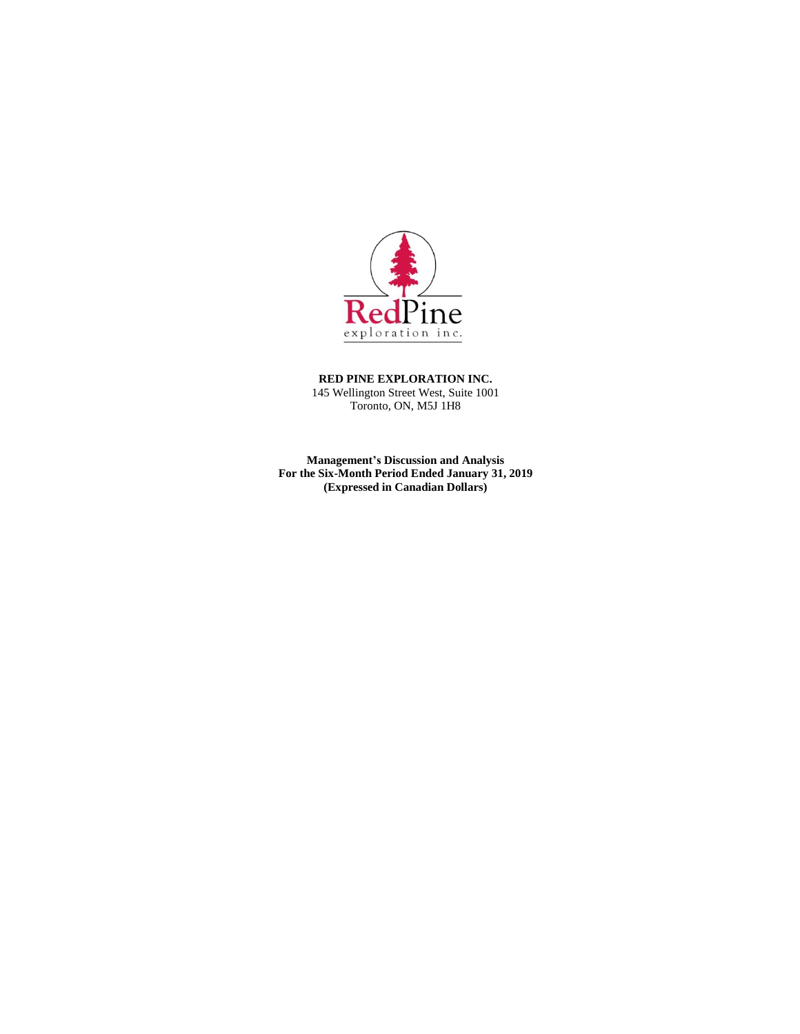RedPine exploration inc.

**RED PINE EXPLORATION INC.**
145 Wellington Street West, Suite 1001
Toronto, ON, M5J 1H8

**Management's Discussion and Analysis**
**For the Six-Month Period Ended January 31, 2019**
**(Expressed in Canadian Dollars)**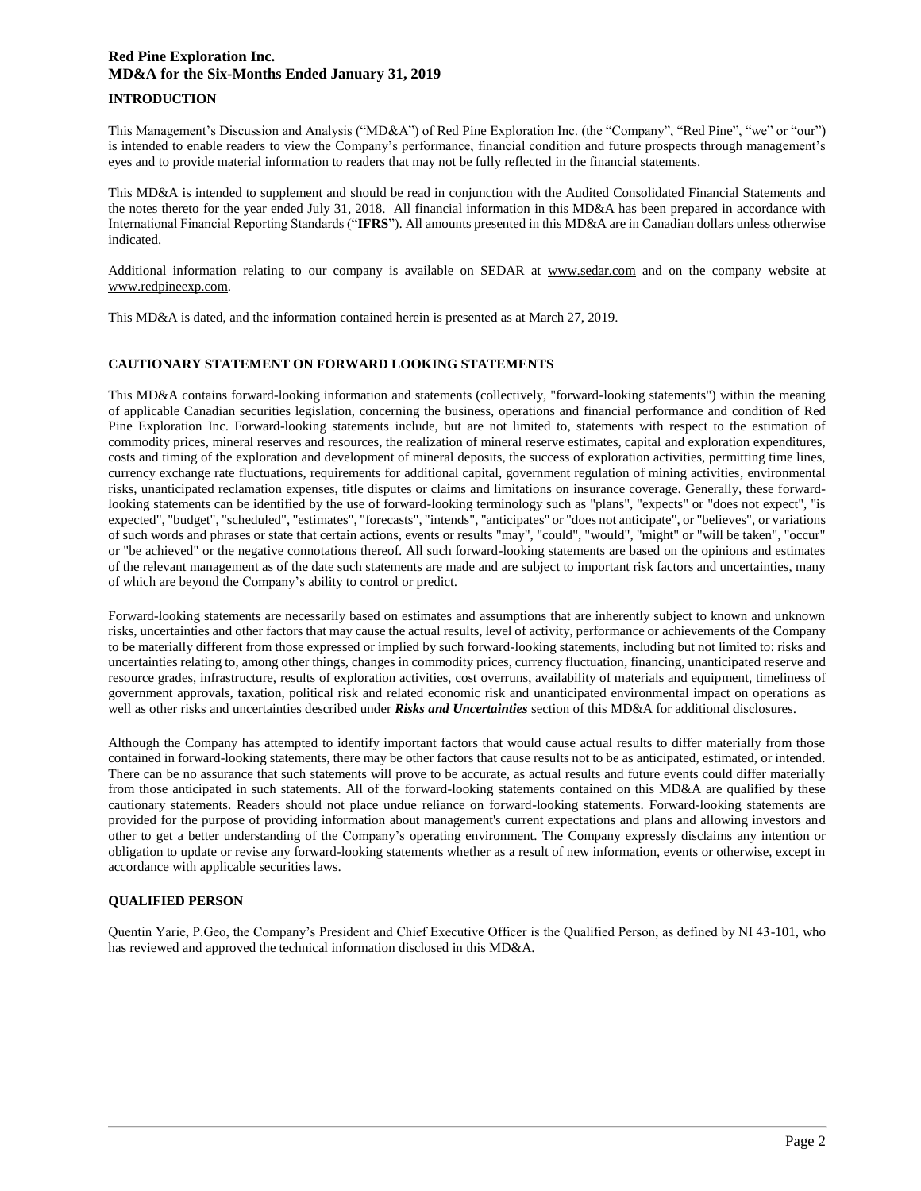## INTRODUCTION

This Management's Discussion and Analysis ("MD&A") of Red Pine Exploration Inc. (the "Company", "Red Pine", "we" or "our") is intended to enable readers to view the Company's performance, financial condition and future prospects through management's eyes and to provide material information to readers that may not be fully reflected in the financial statements.

This MD&A is intended to supplement and should be read in conjunction with the Audited Consolidated Financial Statements and the notes thereto for the year ended July 31, 2018. All financial information in this MD&A has been prepared in accordance with International Financial Reporting Standards ("**IFRS**"). All amounts presented in this MD&A are in Canadian dollars unless otherwise indicated.

Additional information relating to our company is available on SEDAR at www.sedar.com and on the company website at www.redpineexp.com.

This MD&A is dated, and the information contained herein is presented as at March 27, 2019.

## CAUTIONARY STATEMENT ON FORWARD LOOKING STATEMENTS

This MD&A contains forward-looking information and statements (collectively, "forward-looking statements") within the meaning of applicable Canadian securities legislation, concerning the business, operations and financial performance and condition of Red Pine Exploration Inc. Forward-looking statements include, but are not limited to, statements with respect to the estimation of commodity prices, mineral reserves and resources, the realization of mineral reserve estimates, capital and exploration expenditures, costs and timing of the exploration and development of mineral deposits, the success of exploration activities, permitting time lines, currency exchange rate fluctuations, requirements for additional capital, government regulation of mining activities, environmental risks, unanticipated reclamation expenses, title disputes or claims and limitations on insurance coverage. Generally, these forward-looking statements can be identified by the use of forward-looking terminology such as "plans", "expects" or "does not expect", "is expected", "budget", "scheduled", "estimates", "forecasts", "intends", "anticipates" or "does not anticipate", or "believes", or variations of such words and phrases or state that certain actions, events or results "may", "could", "would", "might" or "will be taken", "occur" or "be achieved" or the negative connotations thereof. All such forward-looking statements are based on the opinions and estimates of the relevant management as of the date such statements are made and are subject to important risk factors and uncertainties, many of which are beyond the Company's ability to control or predict.

Forward-looking statements are necessarily based on estimates and assumptions that are inherently subject to known and unknown risks, uncertainties and other factors that may cause the actual results, level of activity, performance or achievements of the Company to be materially different from those expressed or implied by such forward-looking statements, including but not limited to: risks and uncertainties relating to, among other things, changes in commodity prices, currency fluctuation, financing, unanticipated reserve and resource grades, infrastructure, results of exploration activities, cost overruns, availability of materials and equipment, timeliness of government approvals, taxation, political risk and related economic risk and unanticipated environmental impact on operations as well as other risks and uncertainties described under ***Risks and Uncertainties*** section of this MD&A for additional disclosures.

Although the Company has attempted to identify important factors that would cause actual results to differ materially from those contained in forward-looking statements, there may be other factors that cause results not to be as anticipated, estimated, or intended. There can be no assurance that such statements will prove to be accurate, as actual results and future events could differ materially from those anticipated in such statements. All of the forward-looking statements contained on this MD&A are qualified by these cautionary statements. Readers should not place undue reliance on forward-looking statements. Forward-looking statements are provided for the purpose of providing information about management's current expectations and plans and allowing investors and other to get a better understanding of the Company's operating environment. The Company expressly disclaims any intention or obligation to update or revise any forward-looking statements whether as a result of new information, events or otherwise, except in accordance with applicable securities laws.

## QUALIFIED PERSON

Quentin Yarie, P.Geo, the Company's President and Chief Executive Officer is the Qualified Person, as defined by NI 43-101, who has reviewed and approved the technical information disclosed in this MD&A.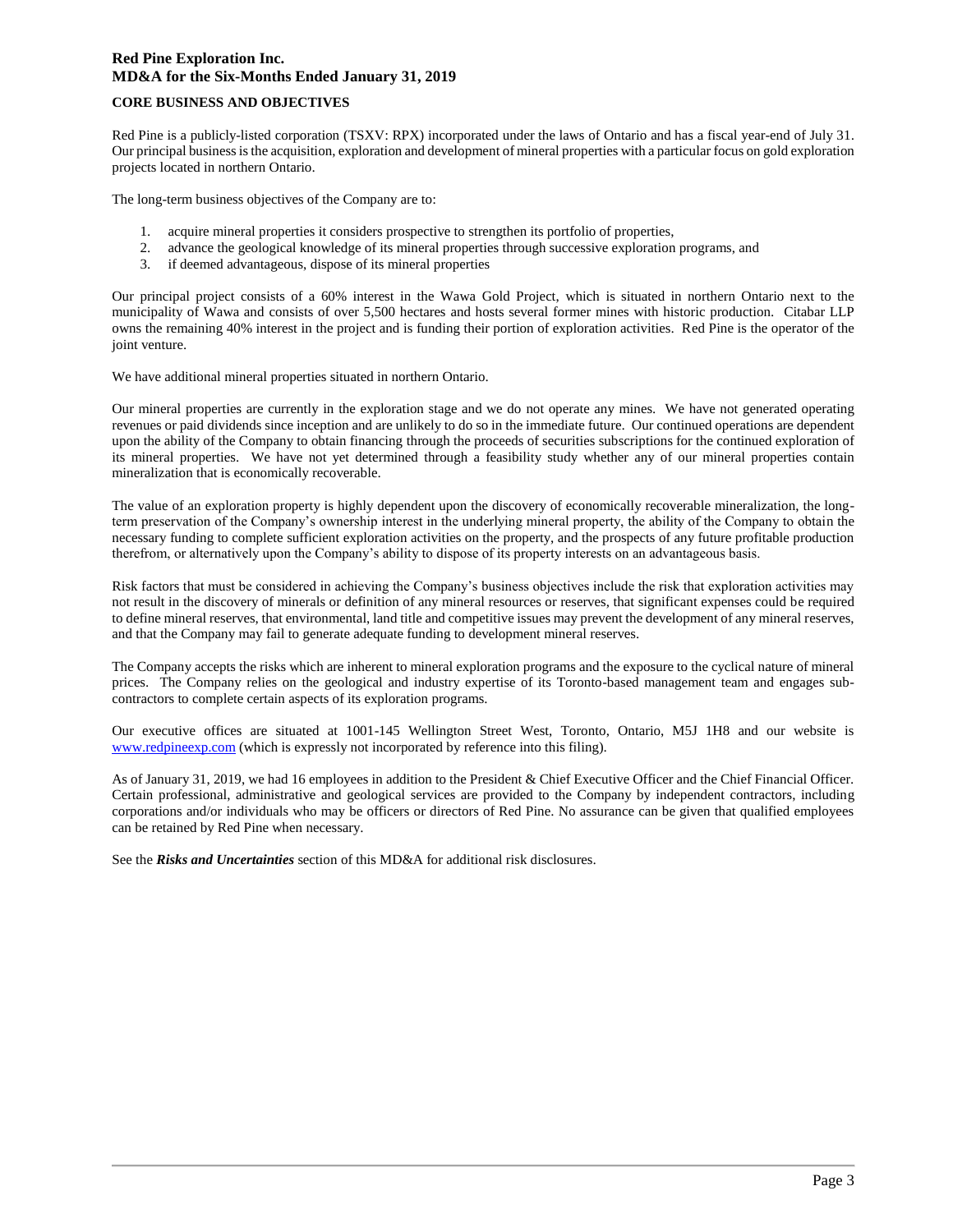## CORE BUSINESS AND OBJECTIVES

Red Pine is a publicly-listed corporation (TSXV: RPX) incorporated under the laws of Ontario and has a fiscal year-end of July 31. Our principal business is the acquisition, exploration and development of mineral properties with a particular focus on gold exploration projects located in northern Ontario.

The long-term business objectives of the Company are to:

1. acquire mineral properties it considers prospective to strengthen its portfolio of properties,
2. advance the geological knowledge of its mineral properties through successive exploration programs, and
3. if deemed advantageous, dispose of its mineral properties

Our principal project consists of a 60% interest in the Wawa Gold Project, which is situated in northern Ontario next to the municipality of Wawa and consists of over 5,500 hectares and hosts several former mines with historic production. Citabar LLP owns the remaining 40% interest in the project and is funding their portion of exploration activities. Red Pine is the operator of the joint venture.

We have additional mineral properties situated in northern Ontario.

Our mineral properties are currently in the exploration stage and we do not operate any mines. We have not generated operating revenues or paid dividends since inception and are unlikely to do so in the immediate future. Our continued operations are dependent upon the ability of the Company to obtain financing through the proceeds of securities subscriptions for the continued exploration of its mineral properties. We have not yet determined through a feasibility study whether any of our mineral properties contain mineralization that is economically recoverable.

The value of an exploration property is highly dependent upon the discovery of economically recoverable mineralization, the long-term preservation of the Company's ownership interest in the underlying mineral property, the ability of the Company to obtain the necessary funding to complete sufficient exploration activities on the property, and the prospects of any future profitable production therefrom, or alternatively upon the Company's ability to dispose of its property interests on an advantageous basis.

Risk factors that must be considered in achieving the Company's business objectives include the risk that exploration activities may not result in the discovery of minerals or definition of any mineral resources or reserves, that significant expenses could be required to define mineral reserves, that environmental, land title and competitive issues may prevent the development of any mineral reserves, and that the Company may fail to generate adequate funding to development mineral reserves.

The Company accepts the risks which are inherent to mineral exploration programs and the exposure to the cyclical nature of mineral prices. The Company relies on the geological and industry expertise of its Toronto-based management team and engages sub-contractors to complete certain aspects of its exploration programs.

Our executive offices are situated at 1001-145 Wellington Street West, Toronto, Ontario, M5J 1H8 and our website is [www.redpineexp.com](http://www.redpineexp.com) (which is expressly not incorporated by reference into this filing).

As of January 31, 2019, we had 16 employees in addition to the President & Chief Executive Officer and the Chief Financial Officer. Certain professional, administrative and geological services are provided to the Company by independent contractors, including corporations and/or individuals who may be officers or directors of Red Pine. No assurance can be given that qualified employees can be retained by Red Pine when necessary.

See the ***Risks and Uncertainties*** section of this MD&A for additional risk disclosures.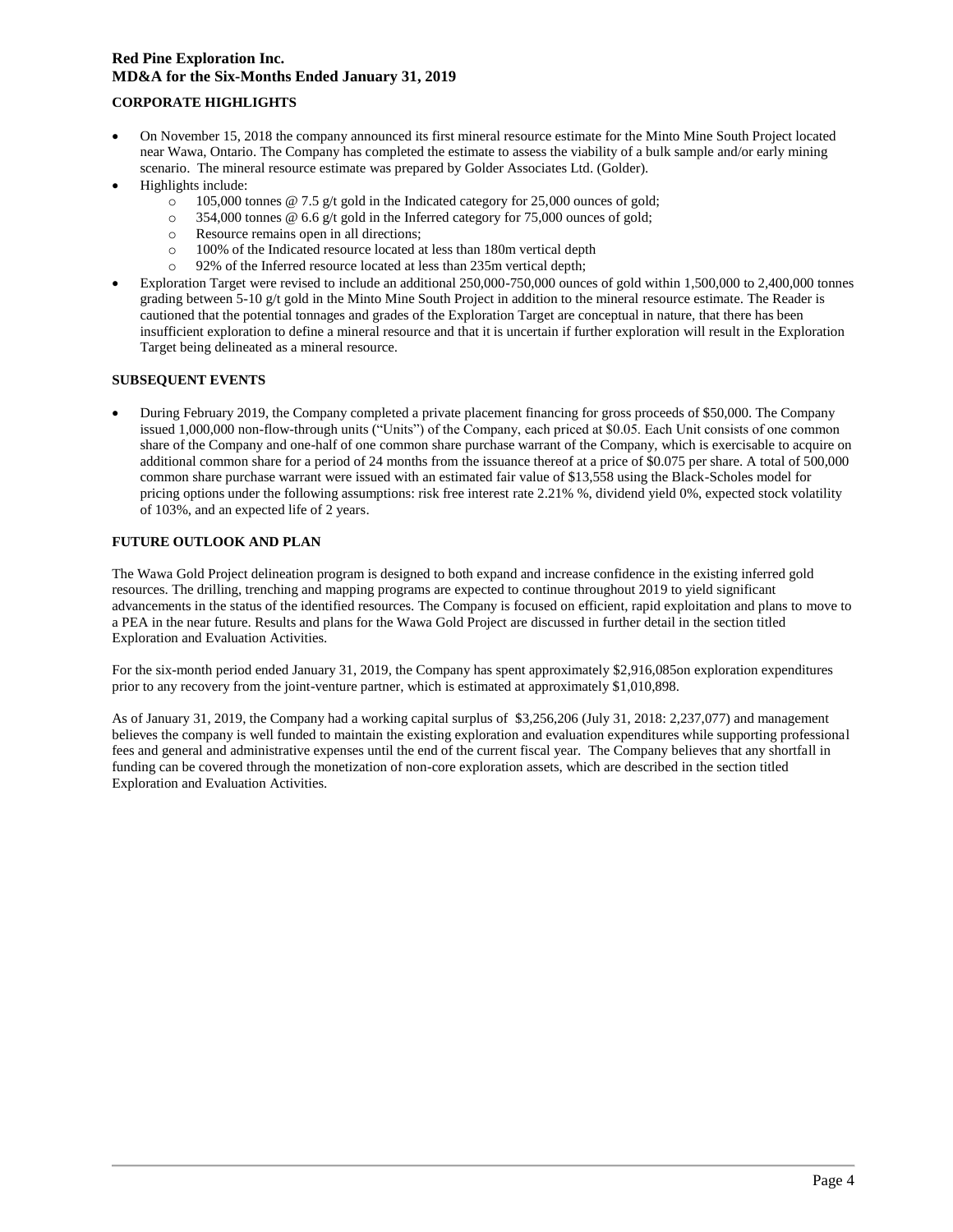## CORPORATE HIGHLIGHTS

- On November 15, 2018 the company announced its first mineral resource estimate for the Minto Mine South Project located near Wawa, Ontario. The Company has completed the estimate to assess the viability of a bulk sample and/or early mining scenario. The mineral resource estimate was prepared by Golder Associates Ltd. (Golder).
- Highlights include:
  - 105,000 tonnes @ 7.5 g/t gold in the Indicated category for 25,000 ounces of gold;
  - 354,000 tonnes @ 6.6 g/t gold in the Inferred category for 75,000 ounces of gold;
  - Resource remains open in all directions;
  - 100% of the Indicated resource located at less than 180m vertical depth
  - 92% of the Inferred resource located at less than 235m vertical depth;
- Exploration Target were revised to include an additional 250,000-750,000 ounces of gold within 1,500,000 to 2,400,000 tonnes grading between 5-10 g/t gold in the Minto Mine South Project in addition to the mineral resource estimate. The Reader is cautioned that the potential tonnages and grades of the Exploration Target are conceptual in nature, that there has been insufficient exploration to define a mineral resource and that it is uncertain if further exploration will result in the Exploration Target being delineated as a mineral resource.

## SUBSEQUENT EVENTS

- During February 2019, the Company completed a private placement financing for gross proceeds of $50,000. The Company issued 1,000,000 non-flow-through units ("Units") of the Company, each priced at $0.05. Each Unit consists of one common share of the Company and one-half of one common share purchase warrant of the Company, which is exercisable to acquire on additional common share for a period of 24 months from the issuance thereof at a price of $0.075 per share. A total of 500,000 common share purchase warrant were issued with an estimated fair value of $13,558 using the Black-Scholes model for pricing options under the following assumptions: risk free interest rate 2.21% %, dividend yield 0%, expected stock volatility of 103%, and an expected life of 2 years.

## FUTURE OUTLOOK AND PLAN

The Wawa Gold Project delineation program is designed to both expand and increase confidence in the existing inferred gold resources. The drilling, trenching and mapping programs are expected to continue throughout 2019 to yield significant advancements in the status of the identified resources. The Company is focused on efficient, rapid exploitation and plans to move to a PEA in the near future. Results and plans for the Wawa Gold Project are discussed in further detail in the section titled Exploration and Evaluation Activities.

For the six-month period ended January 31, 2019, the Company has spent approximately $2,916,085on exploration expenditures prior to any recovery from the joint-venture partner, which is estimated at approximately $1,010,898.

As of January 31, 2019, the Company had a working capital surplus of $3,256,206 (July 31, 2018: 2,237,077) and management believes the company is well funded to maintain the existing exploration and evaluation expenditures while supporting professional fees and general and administrative expenses until the end of the current fiscal year. The Company believes that any shortfall in funding can be covered through the monetization of non-core exploration assets, which are described in the section titled Exploration and Evaluation Activities.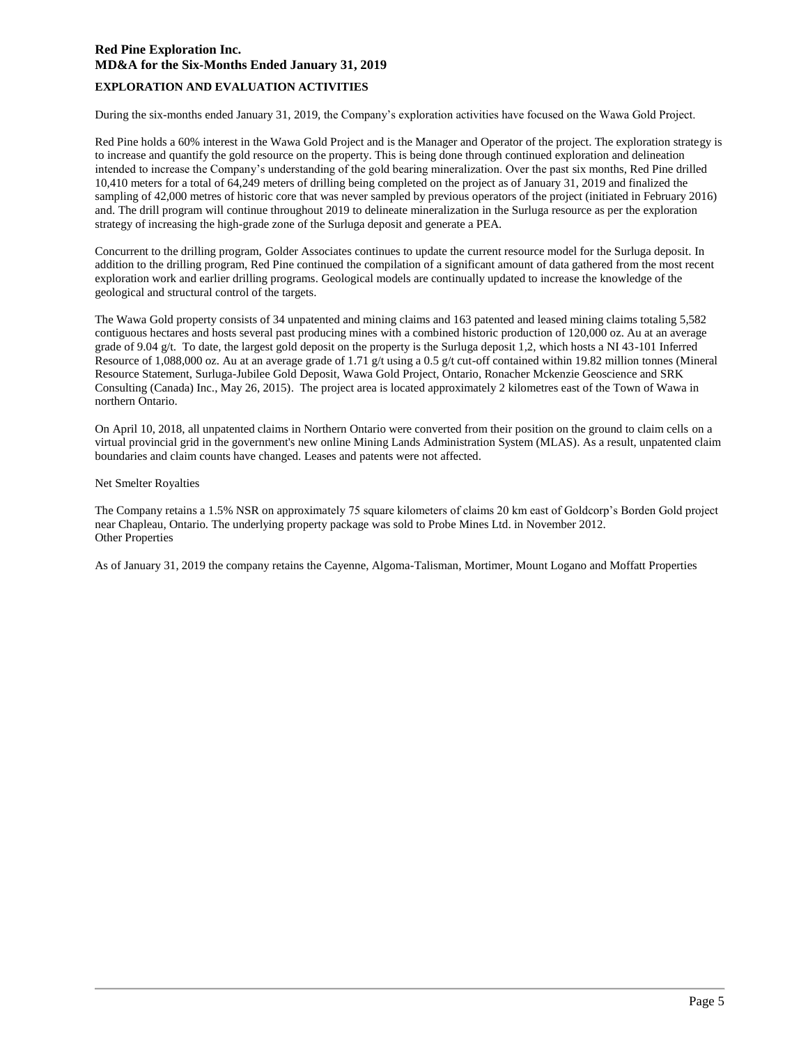## EXPLORATION AND EVALUATION ACTIVITIES

During the six-months ended January 31, 2019, the Company's exploration activities have focused on the Wawa Gold Project.

Red Pine holds a 60% interest in the Wawa Gold Project and is the Manager and Operator of the project. The exploration strategy is to increase and quantify the gold resource on the property. This is being done through continued exploration and delineation intended to increase the Company's understanding of the gold bearing mineralization. Over the past six months, Red Pine drilled 10,410 meters for a total of 64,249 meters of drilling being completed on the project as of January 31, 2019 and finalized the sampling of 42,000 metres of historic core that was never sampled by previous operators of the project (initiated in February 2016) and. The drill program will continue throughout 2019 to delineate mineralization in the Surluga resource as per the exploration strategy of increasing the high-grade zone of the Surluga deposit and generate a PEA.

Concurrent to the drilling program, Golder Associates continues to update the current resource model for the Surluga deposit. In addition to the drilling program, Red Pine continued the compilation of a significant amount of data gathered from the most recent exploration work and earlier drilling programs. Geological models are continually updated to increase the knowledge of the geological and structural control of the targets.

The Wawa Gold property consists of 34 unpatented and mining claims and 163 patented and leased mining claims totaling 5,582 contiguous hectares and hosts several past producing mines with a combined historic production of 120,000 oz. Au at an average grade of 9.04 g/t. To date, the largest gold deposit on the property is the Surluga deposit 1,2, which hosts a NI 43-101 Inferred Resource of 1,088,000 oz. Au at an average grade of 1.71 g/t using a 0.5 g/t cut-off contained within 19.82 million tonnes (Mineral Resource Statement, Surluga-Jubilee Gold Deposit, Wawa Gold Project, Ontario, Ronacher Mckenzie Geoscience and SRK Consulting (Canada) Inc., May 26, 2015). The project area is located approximately 2 kilometres east of the Town of Wawa in northern Ontario.

On April 10, 2018, all unpatented claims in Northern Ontario were converted from their position on the ground to claim cells on a virtual provincial grid in the government's new online Mining Lands Administration System (MLAS). As a result, unpatented claim boundaries and claim counts have changed. Leases and patents were not affected.

Net Smelter Royalties

The Company retains a 1.5% NSR on approximately 75 square kilometers of claims 20 km east of Goldcorp's Borden Gold project near Chapleau, Ontario. The underlying property package was sold to Probe Mines Ltd. in November 2012.

Other Properties

As of January 31, 2019 the company retains the Cayenne, Algoma-Talisman, Mortimer, Mount Logano and Moffatt Properties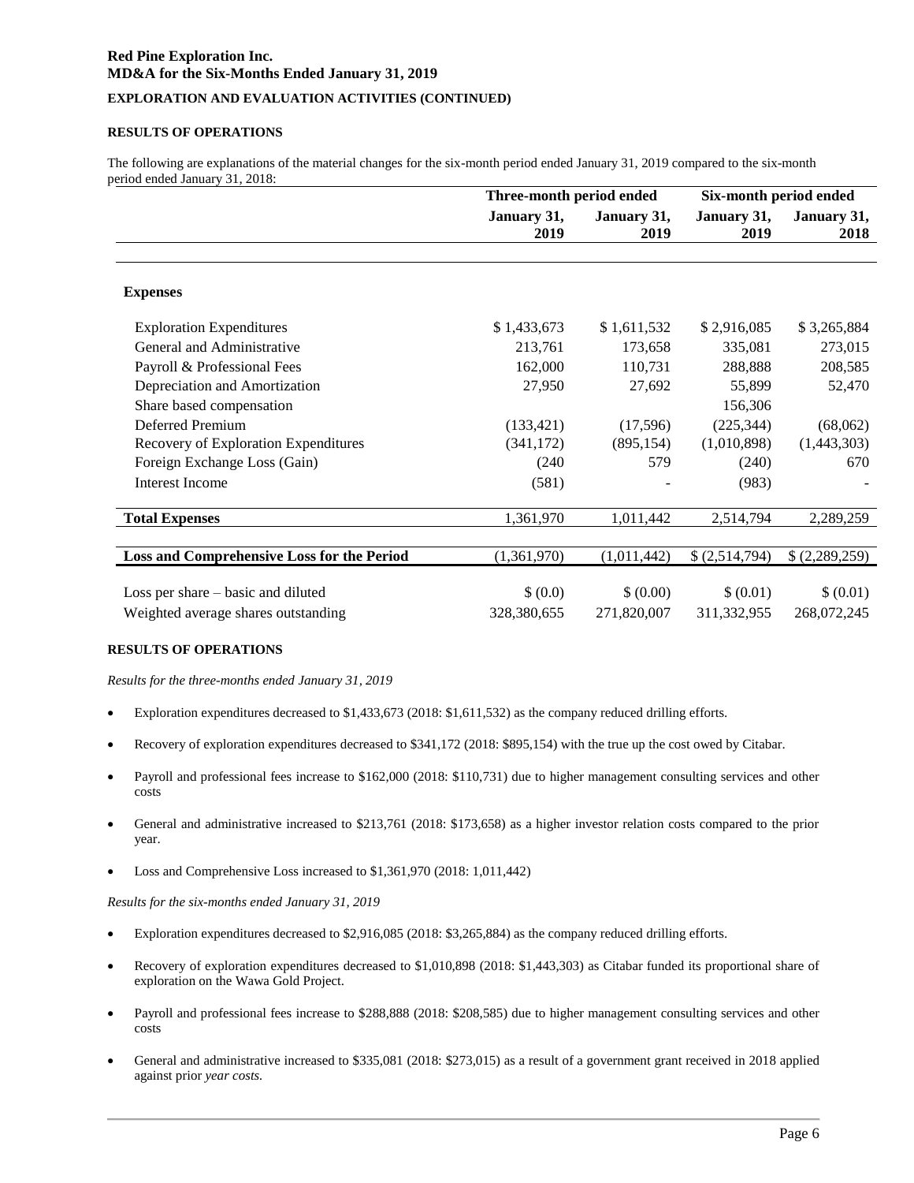**EXPLORATION AND EVALUATION ACTIVITIES (CONTINUED)**

### RESULTS OF OPERATIONS

The following are explanations of the material changes for the six-month period ended January 31, 2019 compared to the six-month period ended January 31, 2018:

| | Three-month period ended | | Six-month period ended | |
|---|---|---|---|---|
| | January 31, 2019 | January 31, 2019 | January 31, 2019 | January 31, 2018 |
| **Expenses** | | | | |
| Exploration Expenditures | $ 1,433,673 | $ 1,611,532 | $ 2,916,085 | $ 3,265,884 |
| General and Administrative | 213,761 | 173,658 | 335,081 | 273,015 |
| Payroll & Professional Fees | 162,000 | 110,731 | 288,888 | 208,585 |
| Depreciation and Amortization | 27,950 | 27,692 | 55,899 | 52,470 |
| Share based compensation | | | 156,306 | |
| Deferred Premium | (133,421) | (17,596) | (225,344) | (68,062) |
| Recovery of Exploration Expenditures | (341,172) | (895,154) | (1,010,898) | (1,443,303) |
| Foreign Exchange Loss (Gain) | (240 | 579 | (240) | 670 |
| Interest Income | (581) | - | (983) | - |
| **Total Expenses** | 1,361,970 | 1,011,442 | 2,514,794 | 2,289,259 |
| **Loss and Comprehensive Loss for the Period** | (1,361,970) | (1,011,442) | $ (2,514,794) | $ (2,289,259) |
| Loss per share – basic and diluted | $ (0.0) | $ (0.00) | $ (0.01) | $ (0.01) |
| Weighted average shares outstanding | 328,380,655 | 271,820,007 | 311,332,955 | 268,072,245 |

### RESULTS OF OPERATIONS

*Results for the three-months ended January 31, 2019*

- Exploration expenditures decreased to $1,433,673 (2018: $1,611,532) as the company reduced drilling efforts.
- Recovery of exploration expenditures decreased to $341,172 (2018: $895,154) with the true up the cost owed by Citabar.
- Payroll and professional fees increase to $162,000 (2018: $110,731) due to higher management consulting services and other costs
- General and administrative increased to $213,761 (2018: $173,658) as a higher investor relation costs compared to the prior year.
- Loss and Comprehensive Loss increased to $1,361,970 (2018: 1,011,442)

*Results for the six-months ended January 31, 2019*

- Exploration expenditures decreased to $2,916,085 (2018: $3,265,884) as the company reduced drilling efforts.
- Recovery of exploration expenditures decreased to $1,010,898 (2018: $1,443,303) as Citabar funded its proportional share of exploration on the Wawa Gold Project.
- Payroll and professional fees increase to $288,888 (2018: $208,585) due to higher management consulting services and other costs
- General and administrative increased to $335,081 (2018: $273,015) as a result of a government grant received in 2018 applied against prior *year costs.*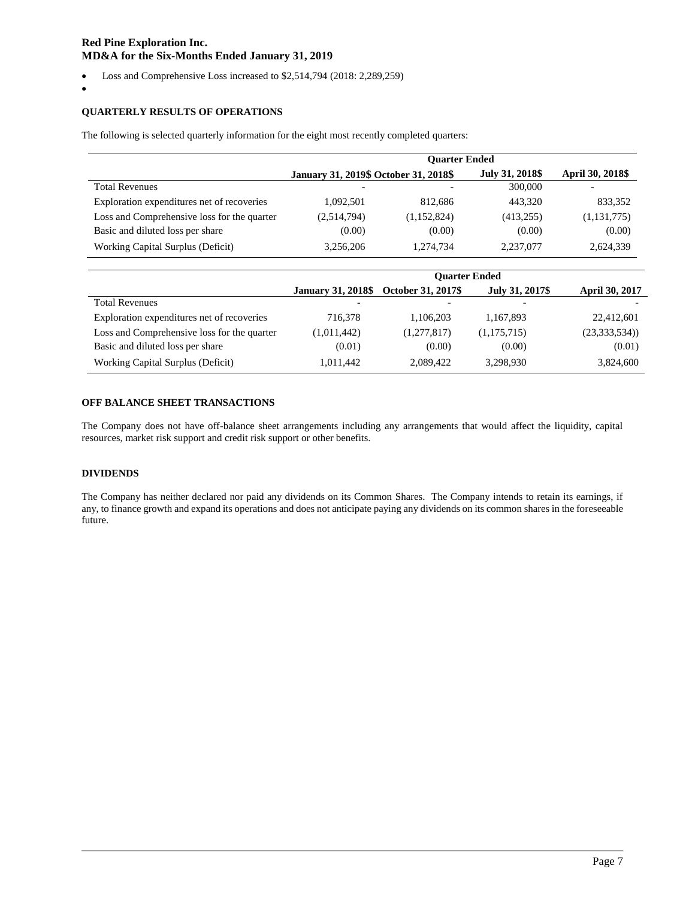- Loss and Comprehensive Loss increased to $2,514,794 (2018: 2,289,259)
- 

**QUARTERLY RESULTS OF OPERATIONS**

The following is selected quarterly information for the eight most recently completed quarters:

| | Quarter Ended | | | |
|---|---|---|---|---|
| | January 31, 2019$ | October 31, 2018$ | July 31, 2018$ | April 30, 2018$ |
| Total Revenues | - | - | 300,000 | - |
| Exploration expenditures net of recoveries | 1,092,501 | 812,686 | 443,320 | 833,352 |
| Loss and Comprehensive loss for the quarter | (2,514,794) | (1,152,824) | (413,255) | (1,131,775) |
| Basic and diluted loss per share | (0.00) | (0.00) | (0.00) | (0.00) |
| Working Capital Surplus (Deficit) | 3,256,206 | 1,274,734 | 2,237,077 | 2,624,339 |

| | Quarter Ended | | | |
|---|---|---|---|---|
| | January 31, 2018$ | October 31, 2017$ | July 31, 2017$ | April 30, 2017 |
| Total Revenues | - | - | - | - |
| Exploration expenditures net of recoveries | 716,378 | 1,106,203 | 1,167,893 | 22,412,601 |
| Loss and Comprehensive loss for the quarter | (1,011,442) | (1,277,817) | (1,175,715) | (23,333,534)) |
| Basic and diluted loss per share | (0.01) | (0.00) | (0.00) | (0.01) |
| Working Capital Surplus (Deficit) | 1,011,442 | 2,089,422 | 3,298,930 | 3,824,600 |

**OFF BALANCE SHEET TRANSACTIONS**

The Company does not have off-balance sheet arrangements including any arrangements that would affect the liquidity, capital resources, market risk support and credit risk support or other benefits.

**DIVIDENDS**

The Company has neither declared nor paid any dividends on its Common Shares. The Company intends to retain its earnings, if any, to finance growth and expand its operations and does not anticipate paying any dividends on its common shares in the foreseeable future.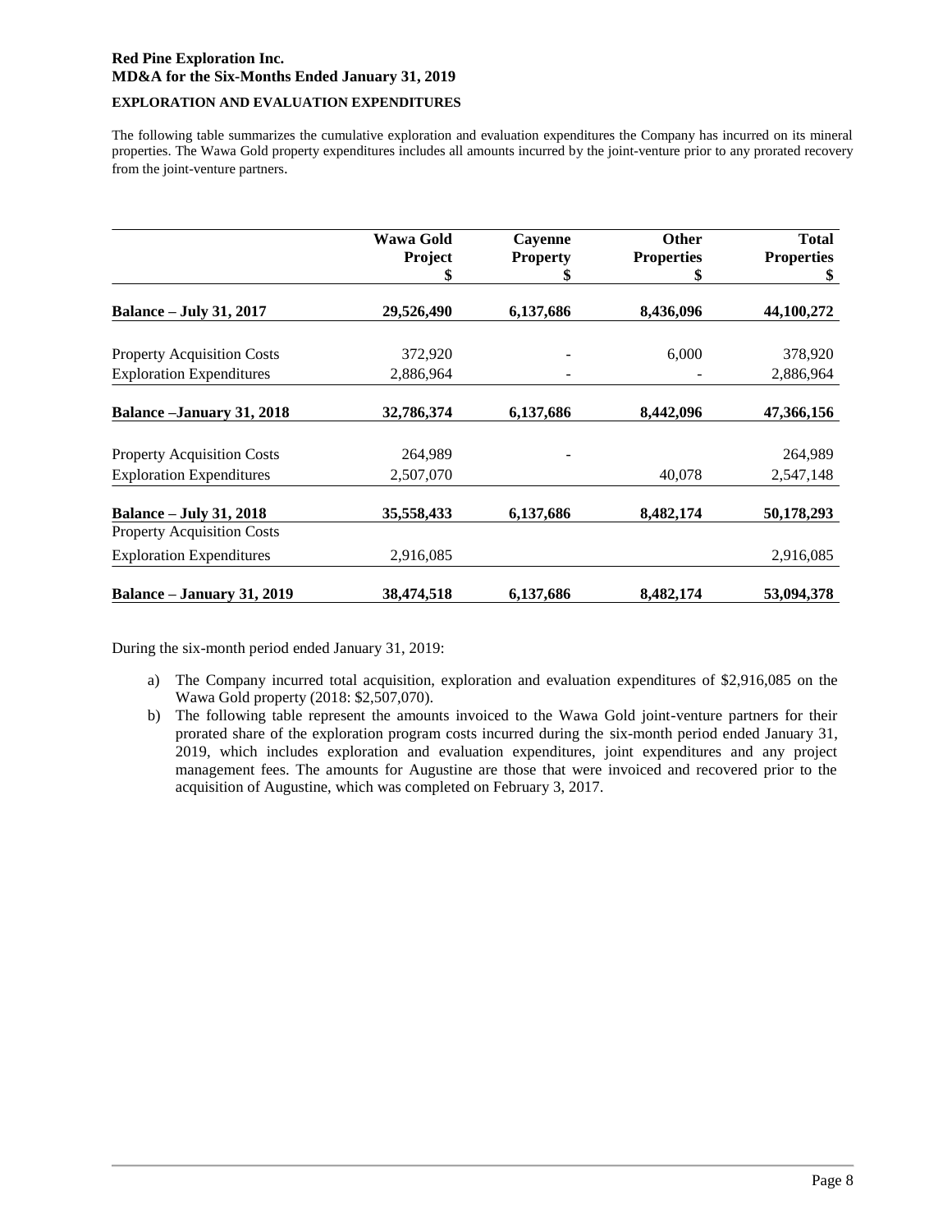**Red Pine Exploration Inc.**
**MD&A for the Six-Months Ended January 31, 2019**

## EXPLORATION AND EVALUATION EXPENDITURES

The following table summarizes the cumulative exploration and evaluation expenditures the Company has incurred on its mineral properties. The Wawa Gold property expenditures includes all amounts incurred by the joint-venture prior to any prorated recovery from the joint-venture partners.

| | Wawa Gold Project $ | Cayenne Property $ | Other Properties $ | Total Properties $ |
|---|---|---|---|---|
| **Balance – July 31, 2017** | **29,526,490** | **6,137,686** | **8,436,096** | **44,100,272** |
| Property Acquisition Costs | 372,920 | - | 6,000 | 378,920 |
| Exploration Expenditures | 2,886,964 | - | - | 2,886,964 |
| **Balance –January 31, 2018** | **32,786,374** | **6,137,686** | **8,442,096** | **47,366,156** |
| Property Acquisition Costs | 264,989 | - | | 264,989 |
| Exploration Expenditures | 2,507,070 | | 40,078 | 2,547,148 |
| **Balance – July 31, 2018** | **35,558,433** | **6,137,686** | **8,482,174** | **50,178,293** |
| Property Acquisition Costs | | | | |
| Exploration Expenditures | 2,916,085 | | | 2,916,085 |
| **Balance – January 31, 2019** | **38,474,518** | **6,137,686** | **8,482,174** | **53,094,378** |

During the six-month period ended January 31, 2019:

a) The Company incurred total acquisition, exploration and evaluation expenditures of $2,916,085 on the Wawa Gold property (2018: $2,507,070).
b) The following table represent the amounts invoiced to the Wawa Gold joint-venture partners for their prorated share of the exploration program costs incurred during the six-month period ended January 31, 2019, which includes exploration and evaluation expenditures, joint expenditures and any project management fees. The amounts for Augustine are those that were invoiced and recovered prior to the acquisition of Augustine, which was completed on February 3, 2017.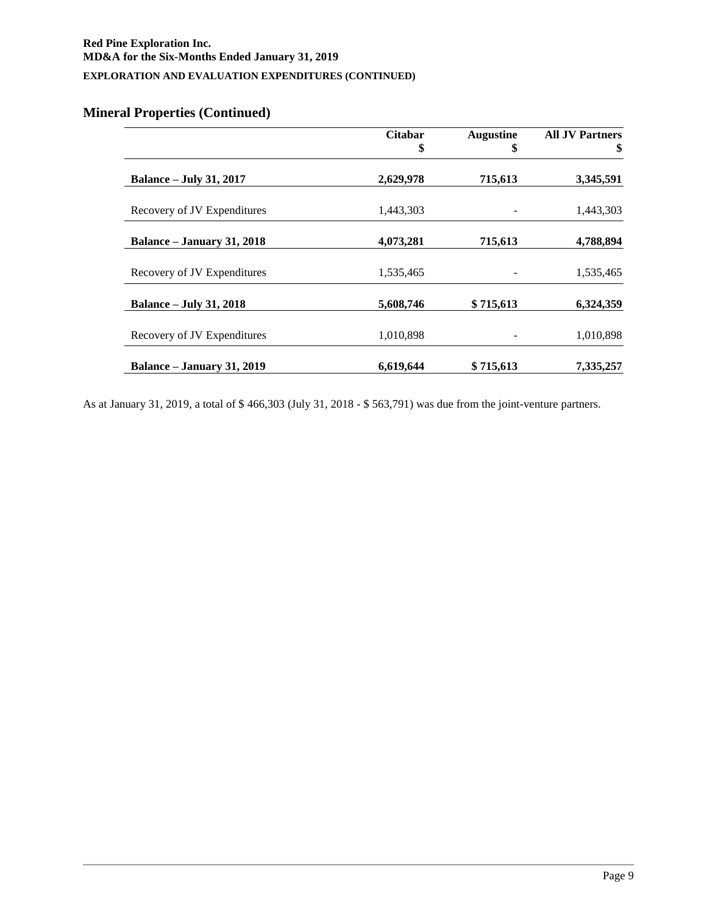**EXPLORATION AND EVALUATION EXPENDITURES (CONTINUED)**

## Mineral Properties (Continued)

| | Citabar $ | Augustine $ | All JV Partners $ |
|---|---|---|---|
| **Balance – July 31, 2017** | **2,629,978** | **715,613** | **3,345,591** |
| Recovery of JV Expenditures | 1,443,303 | - | 1,443,303 |
| **Balance – January 31, 2018** | **4,073,281** | **715,613** | **4,788,894** |
| Recovery of JV Expenditures | 1,535,465 | - | 1,535,465 |
| **Balance – July 31, 2018** | **5,608,746** | **$ 715,613** | **6,324,359** |
| Recovery of JV Expenditures | 1,010,898 | - | 1,010,898 |
| **Balance – January 31, 2019** | **6,619,644** | **$ 715,613** | **7,335,257** |

As at January 31, 2019, a total of $ 466,303 (July 31, 2018 - $ 563,791) was due from the joint-venture partners.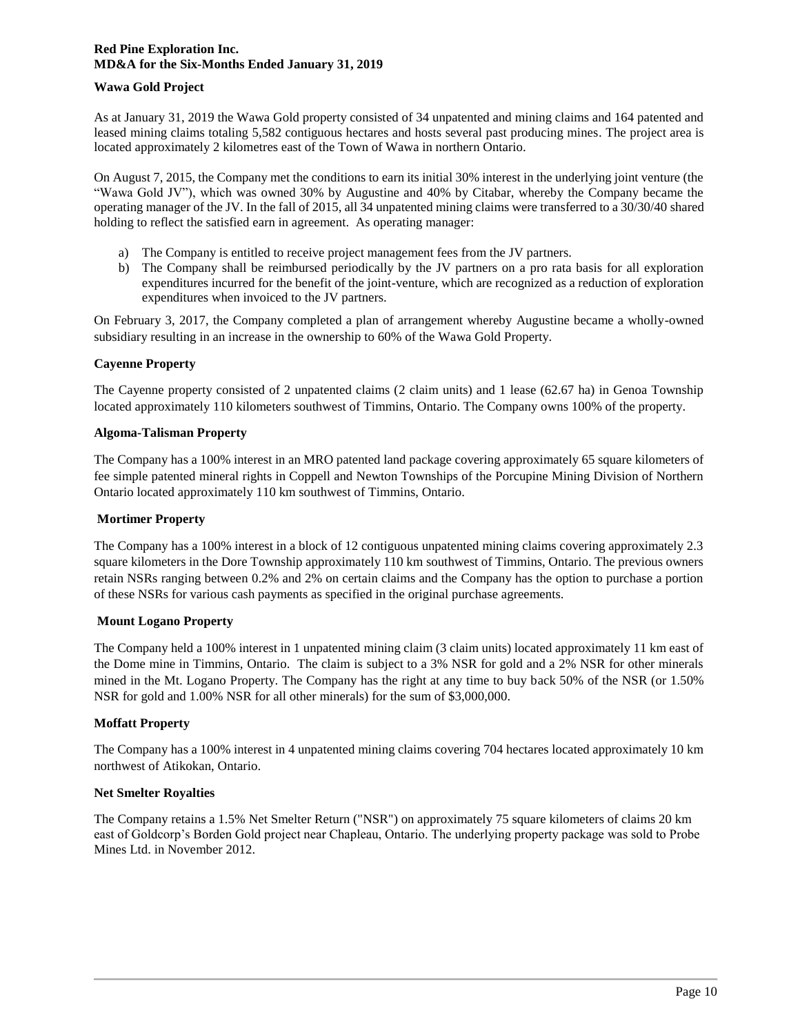### Wawa Gold Project

As at January 31, 2019 the Wawa Gold property consisted of 34 unpatented and mining claims and 164 patented and leased mining claims totaling 5,582 contiguous hectares and hosts several past producing mines. The project area is located approximately 2 kilometres east of the Town of Wawa in northern Ontario.

On August 7, 2015, the Company met the conditions to earn its initial 30% interest in the underlying joint venture (the "Wawa Gold JV"), which was owned 30% by Augustine and 40% by Citabar, whereby the Company became the operating manager of the JV. In the fall of 2015, all 34 unpatented mining claims were transferred to a 30/30/40 shared holding to reflect the satisfied earn in agreement. As operating manager:

a) The Company is entitled to receive project management fees from the JV partners.
b) The Company shall be reimbursed periodically by the JV partners on a pro rata basis for all exploration expenditures incurred for the benefit of the joint-venture, which are recognized as a reduction of exploration expenditures when invoiced to the JV partners.

On February 3, 2017, the Company completed a plan of arrangement whereby Augustine became a wholly-owned subsidiary resulting in an increase in the ownership to 60% of the Wawa Gold Property.

### Cayenne Property

The Cayenne property consisted of 2 unpatented claims (2 claim units) and 1 lease (62.67 ha) in Genoa Township located approximately 110 kilometers southwest of Timmins, Ontario. The Company owns 100% of the property.

### Algoma-Talisman Property

The Company has a 100% interest in an MRO patented land package covering approximately 65 square kilometers of fee simple patented mineral rights in Coppell and Newton Townships of the Porcupine Mining Division of Northern Ontario located approximately 110 km southwest of Timmins, Ontario.

### Mortimer Property

The Company has a 100% interest in a block of 12 contiguous unpatented mining claims covering approximately 2.3 square kilometers in the Dore Township approximately 110 km southwest of Timmins, Ontario. The previous owners retain NSRs ranging between 0.2% and 2% on certain claims and the Company has the option to purchase a portion of these NSRs for various cash payments as specified in the original purchase agreements.

### Mount Logano Property

The Company held a 100% interest in 1 unpatented mining claim (3 claim units) located approximately 11 km east of the Dome mine in Timmins, Ontario. The claim is subject to a 3% NSR for gold and a 2% NSR for other minerals mined in the Mt. Logano Property. The Company has the right at any time to buy back 50% of the NSR (or 1.50% NSR for gold and 1.00% NSR for all other minerals) for the sum of $3,000,000.

### Moffatt Property

The Company has a 100% interest in 4 unpatented mining claims covering 704 hectares located approximately 10 km northwest of Atikokan, Ontario.

### Net Smelter Royalties

The Company retains a 1.5% Net Smelter Return ("NSR") on approximately 75 square kilometers of claims 20 km east of Goldcorp's Borden Gold project near Chapleau, Ontario. The underlying property package was sold to Probe Mines Ltd. in November 2012.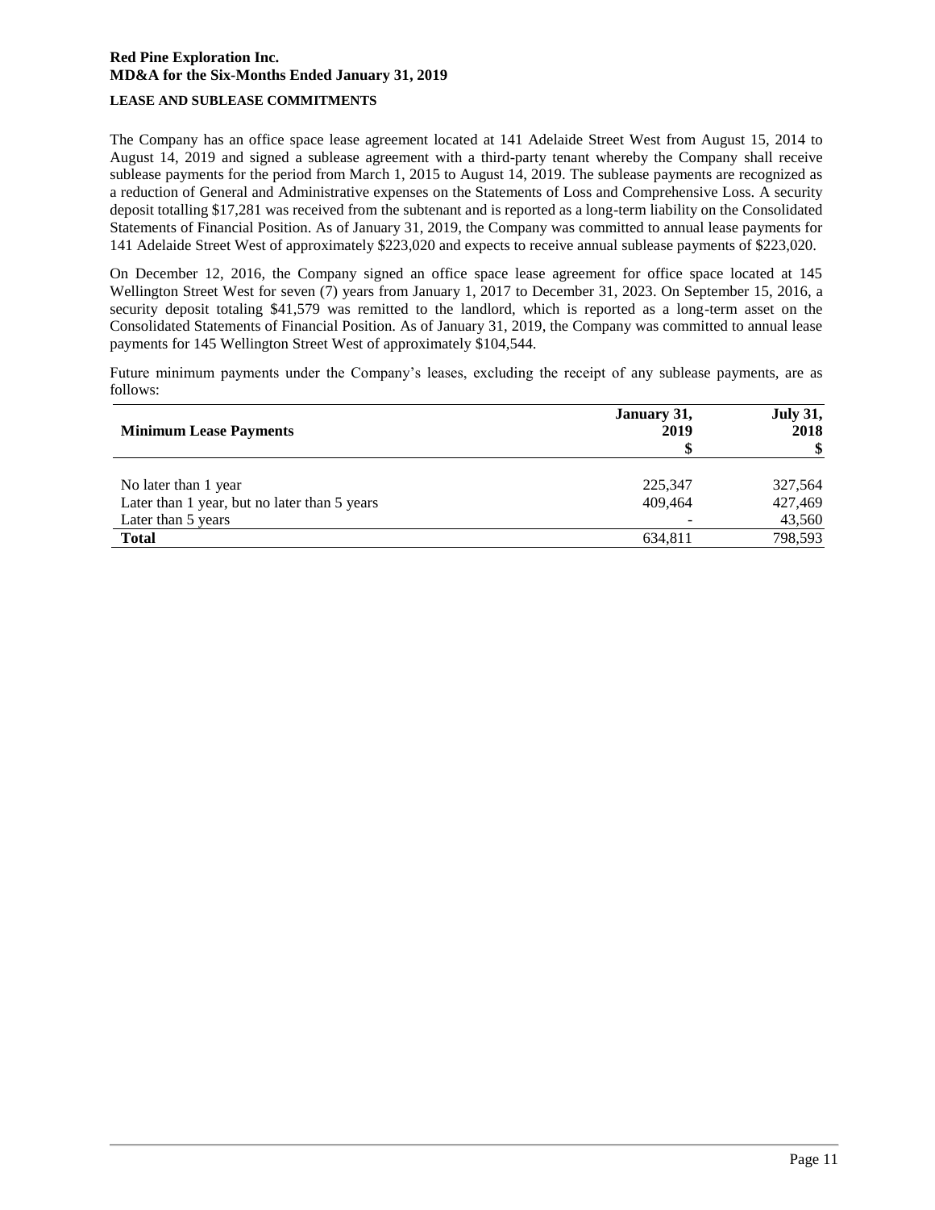## LEASE AND SUBLEASE COMMITMENTS

The Company has an office space lease agreement located at 141 Adelaide Street West from August 15, 2014 to August 14, 2019 and signed a sublease agreement with a third-party tenant whereby the Company shall receive sublease payments for the period from March 1, 2015 to August 14, 2019. The sublease payments are recognized as a reduction of General and Administrative expenses on the Statements of Loss and Comprehensive Loss. A security deposit totalling $17,281 was received from the subtenant and is reported as a long-term liability on the Consolidated Statements of Financial Position. As of January 31, 2019, the Company was committed to annual lease payments for 141 Adelaide Street West of approximately $223,020 and expects to receive annual sublease payments of $223,020.

On December 12, 2016, the Company signed an office space lease agreement for office space located at 145 Wellington Street West for seven (7) years from January 1, 2017 to December 31, 2023. On September 15, 2016, a security deposit totaling $41,579 was remitted to the landlord, which is reported as a long-term asset on the Consolidated Statements of Financial Position. As of January 31, 2019, the Company was committed to annual lease payments for 145 Wellington Street West of approximately $104,544.

Future minimum payments under the Company's leases, excluding the receipt of any sublease payments, are as follows:

| Minimum Lease Payments | January 31, 2019 $ | July 31, 2018 $ |
|---|---|---|
| No later than 1 year | 225,347 | 327,564 |
| Later than 1 year, but no later than 5 years | 409,464 | 427,469 |
| Later than 5 years | - | 43,560 |
| **Total** | 634,811 | 798,593 |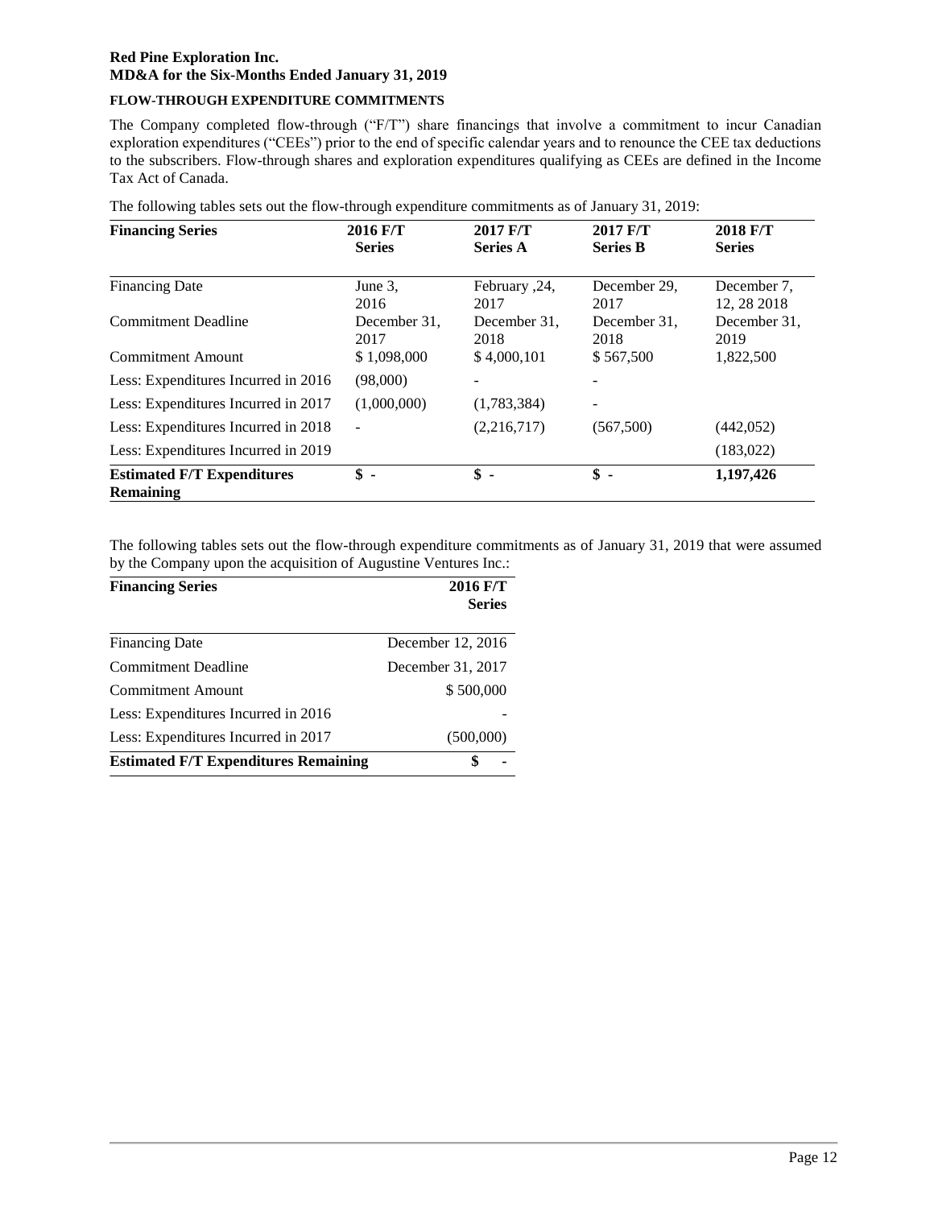**FLOW-THROUGH EXPENDITURE COMMITMENTS**

The Company completed flow-through ("F/T") share financings that involve a commitment to incur Canadian exploration expenditures ("CEEs") prior to the end of specific calendar years and to renounce the CEE tax deductions to the subscribers. Flow-through shares and exploration expenditures qualifying as CEEs are defined in the Income Tax Act of Canada.

The following tables sets out the flow-through expenditure commitments as of January 31, 2019:

| Financing Series | 2016 F/T Series | 2017 F/T Series A | 2017 F/T Series B | 2018 F/T Series |
|---|---|---|---|---|
| Financing Date | June 3, 2016 | February ,24, 2017 | December 29, 2017 | December 7, 12, 28 2018 |
| Commitment Deadline | December 31, 2017 | December 31, 2018 | December 31, 2018 | December 31, 2019 |
| Commitment Amount | $ 1,098,000 | $ 4,000,101 | $ 567,500 | 1,822,500 |
| Less: Expenditures Incurred in 2016 | (98,000) | - | - | |
| Less: Expenditures Incurred in 2017 | (1,000,000) | (1,783,384) | - | |
| Less: Expenditures Incurred in 2018 | - | (2,216,717) | (567,500) | (442,052) |
| Less: Expenditures Incurred in 2019 | | | | (183,022) |
| **Estimated F/T Expenditures Remaining** | **$ -** | **$ -** | **$ -** | **1,197,426** |

The following tables sets out the flow-through expenditure commitments as of January 31, 2019 that were assumed by the Company upon the acquisition of Augustine Ventures Inc.:

| Financing Series | 2016 F/T Series |
|---|---|
| Financing Date | December 12, 2016 |
| Commitment Deadline | December 31, 2017 |
| Commitment Amount | $ 500,000 |
| Less: Expenditures Incurred in 2016 | - |
| Less: Expenditures Incurred in 2017 | (500,000) |
| **Estimated F/T Expenditures Remaining** | **$ -** |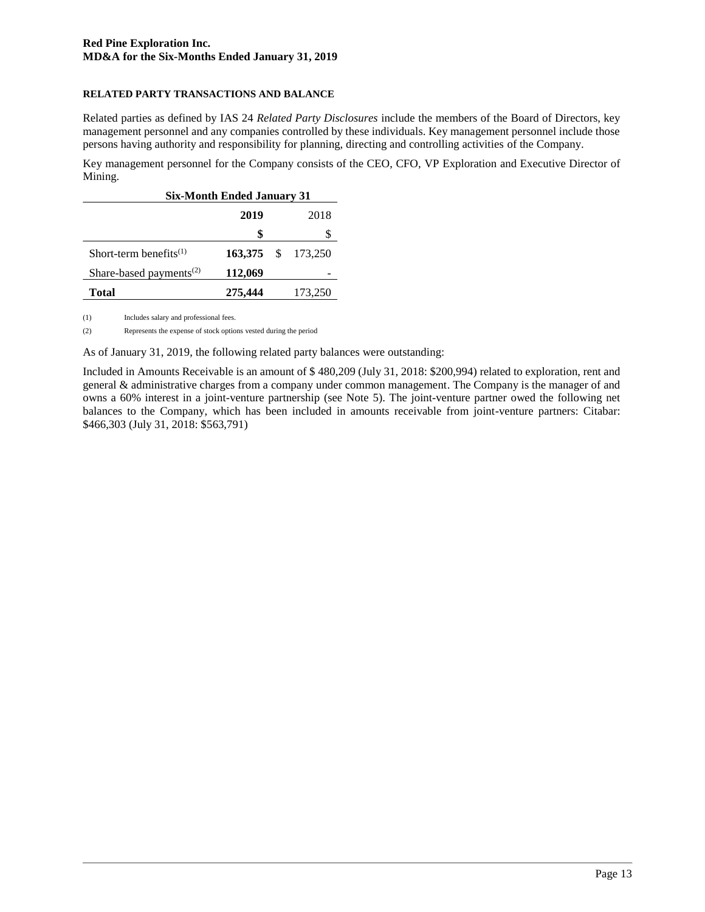### RELATED PARTY TRANSACTIONS AND BALANCE

Related parties as defined by IAS 24 *Related Party Disclosures* include the members of the Board of Directors, key management personnel and any companies controlled by these individuals. Key management personnel include those persons having authority and responsibility for planning, directing and controlling activities of the Company.

Key management personnel for the Company consists of the CEO, CFO, VP Exploration and Executive Director of Mining.

| | Six-Month Ended January 31 | |
|---|---|---|
| | **2019** | 2018 |
| | **$** | $ |
| Short-term benefits[(1)] | **163,375** | $ 173,250 |
| Share-based payments[(2)] | **112,069** | - |
| **Total** | **275,444** | 173,250 |

(1) Includes salary and professional fees.

(2) Represents the expense of stock options vested during the period

As of January 31, 2019, the following related party balances were outstanding:

Included in Amounts Receivable is an amount of $ 480,209 (July 31, 2018: $200,994) related to exploration, rent and general & administrative charges from a company under common management. The Company is the manager of and owns a 60% interest in a joint-venture partnership (see Note 5). The joint-venture partner owed the following net balances to the Company, which has been included in amounts receivable from joint-venture partners: Citabar: $466,303 (July 31, 2018: $563,791)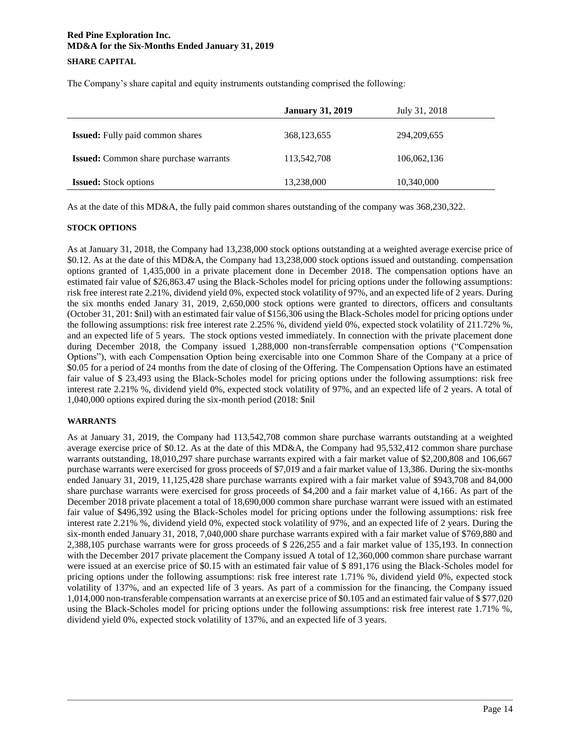## SHARE CAPITAL

The Company's share capital and equity instruments outstanding comprised the following:

| | **January 31, 2019** | July 31, 2018 |
|---|---|---|
| **Issued:** Fully paid common shares | 368,123,655 | 294,209,655 |
| **Issued:** Common share purchase warrants | 113,542,708 | 106,062,136 |
| **Issued:** Stock options | 13,238,000 | 10,340,000 |

As at the date of this MD&A, the fully paid common shares outstanding of the company was 368,230,322.

### STOCK OPTIONS

As at January 31, 2018, the Company had 13,238,000 stock options outstanding at a weighted average exercise price of \$0.12. As at the date of this MD&A, the Company had 13,238,000 stock options issued and outstanding. compensation options granted of 1,435,000 in a private placement done in December 2018. The compensation options have an estimated fair value of \$26,863.47 using the Black-Scholes model for pricing options under the following assumptions: risk free interest rate 2.21%, dividend yield 0%, expected stock volatility of 97%, and an expected life of 2 years. During the six months ended Janary 31, 2019, 2,650,000 stock options were granted to directors, officers and consultants (October 31, 201: \$nil) with an estimated fair value of \$156,306 using the Black-Scholes model for pricing options under the following assumptions: risk free interest rate 2.25% %, dividend yield 0%, expected stock volatility of 211.72% %, and an expected life of 5 years. The stock options vested immediately. In connection with the private placement done during December 2018, the Company issued 1,288,000 non-transferrable compensation options ("Compensation Options"), with each Compensation Option being exercisable into one Common Share of the Company at a price of \$0.05 for a period of 24 months from the date of closing of the Offering. The Compensation Options have an estimated fair value of \$ 23,493 using the Black-Scholes model for pricing options under the following assumptions: risk free interest rate 2.21% %, dividend yield 0%, expected stock volatility of 97%, and an expected life of 2 years. A total of 1,040,000 options expired during the six-month period (2018: \$nil

### WARRANTS

As at January 31, 2019, the Company had 113,542,708 common share purchase warrants outstanding at a weighted average exercise price of \$0.12. As at the date of this MD&A, the Company had 95,532,412 common share purchase warrants outstanding, 18,010,297 share purchase warrants expired with a fair market value of \$2,200,808 and 106,667 purchase warrants were exercised for gross proceeds of \$7,019 and a fair market value of 13,386. During the six-months ended January 31, 2019, 11,125,428 share purchase warrants expired with a fair market value of \$943,708 and 84,000 share purchase warrants were exercised for gross proceeds of \$4,200 and a fair market value of 4,166. As part of the December 2018 private placement a total of 18,690,000 common share purchase warrant were issued with an estimated fair value of \$496,392 using the Black-Scholes model for pricing options under the following assumptions: risk free interest rate 2.21% %, dividend yield 0%, expected stock volatility of 97%, and an expected life of 2 years. During the six-month ended January 31, 2018, 7,040,000 share purchase warrants expired with a fair market value of \$769,880 and 2,388,105 purchase warrants were for gross proceeds of \$ 226,255 and a fair market value of 135,193. In connection with the December 2017 private placement the Company issued A total of 12,360,000 common share purchase warrant were issued at an exercise price of \$0.15 with an estimated fair value of \$ 891,176 using the Black-Scholes model for pricing options under the following assumptions: risk free interest rate 1.71% %, dividend yield 0%, expected stock volatility of 137%, and an expected life of 3 years. As part of a commission for the financing, the Company issued 1,014,000 non-transferable compensation warrants at an exercise price of \$0.105 and an estimated fair value of \$ \$77,020 using the Black-Scholes model for pricing options under the following assumptions: risk free interest rate 1.71% %, dividend yield 0%, expected stock volatility of 137%, and an expected life of 3 years.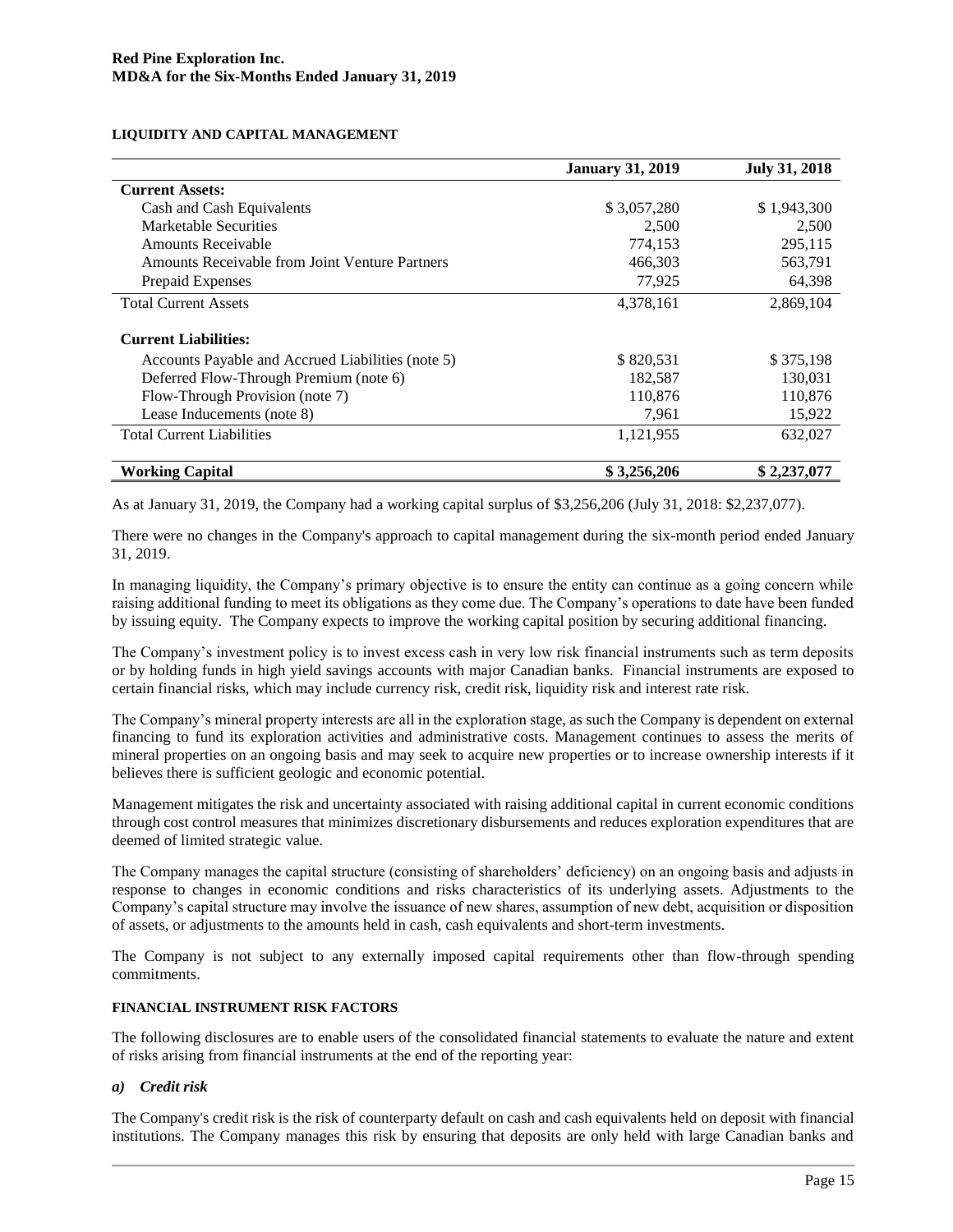### LIQUIDITY AND CAPITAL MANAGEMENT

| | January 31, 2019 | July 31, 2018 |
|---|---|---|
| **Current Assets:** | | |
| Cash and Cash Equivalents | $ 3,057,280 | $ 1,943,300 |
| Marketable Securities | 2,500 | 2,500 |
| Amounts Receivable | 774,153 | 295,115 |
| Amounts Receivable from Joint Venture Partners | 466,303 | 563,791 |
| Prepaid Expenses | 77,925 | 64,398 |
| Total Current Assets | 4,378,161 | 2,869,104 |
| **Current Liabilities:** | | |
| Accounts Payable and Accrued Liabilities (note 5) | $ 820,531 | $ 375,198 |
| Deferred Flow-Through Premium (note 6) | 182,587 | 130,031 |
| Flow-Through Provision (note 7) | 110,876 | 110,876 |
| Lease Inducements (note 8) | 7,961 | 15,922 |
| Total Current Liabilities | 1,121,955 | 632,027 |
| **Working Capital** | **$ 3,256,206** | **$ 2,237,077** |

As at January 31, 2019, the Company had a working capital surplus of $3,256,206 (July 31, 2018: $2,237,077).

There were no changes in the Company's approach to capital management during the six-month period ended January 31, 2019.

In managing liquidity, the Company's primary objective is to ensure the entity can continue as a going concern while raising additional funding to meet its obligations as they come due. The Company's operations to date have been funded by issuing equity. The Company expects to improve the working capital position by securing additional financing.

The Company's investment policy is to invest excess cash in very low risk financial instruments such as term deposits or by holding funds in high yield savings accounts with major Canadian banks. Financial instruments are exposed to certain financial risks, which may include currency risk, credit risk, liquidity risk and interest rate risk.

The Company's mineral property interests are all in the exploration stage, as such the Company is dependent on external financing to fund its exploration activities and administrative costs. Management continues to assess the merits of mineral properties on an ongoing basis and may seek to acquire new properties or to increase ownership interests if it believes there is sufficient geologic and economic potential.

Management mitigates the risk and uncertainty associated with raising additional capital in current economic conditions through cost control measures that minimizes discretionary disbursements and reduces exploration expenditures that are deemed of limited strategic value.

The Company manages the capital structure (consisting of shareholders' deficiency) on an ongoing basis and adjusts in response to changes in economic conditions and risks characteristics of its underlying assets. Adjustments to the Company's capital structure may involve the issuance of new shares, assumption of new debt, acquisition or disposition of assets, or adjustments to the amounts held in cash, cash equivalents and short-term investments.

The Company is not subject to any externally imposed capital requirements other than flow-through spending commitments.

#### FINANCIAL INSTRUMENT RISK FACTORS

The following disclosures are to enable users of the consolidated financial statements to evaluate the nature and extent of risks arising from financial instruments at the end of the reporting year:

***a) Credit risk***

The Company's credit risk is the risk of counterparty default on cash and cash equivalents held on deposit with financial institutions. The Company manages this risk by ensuring that deposits are only held with large Canadian banks and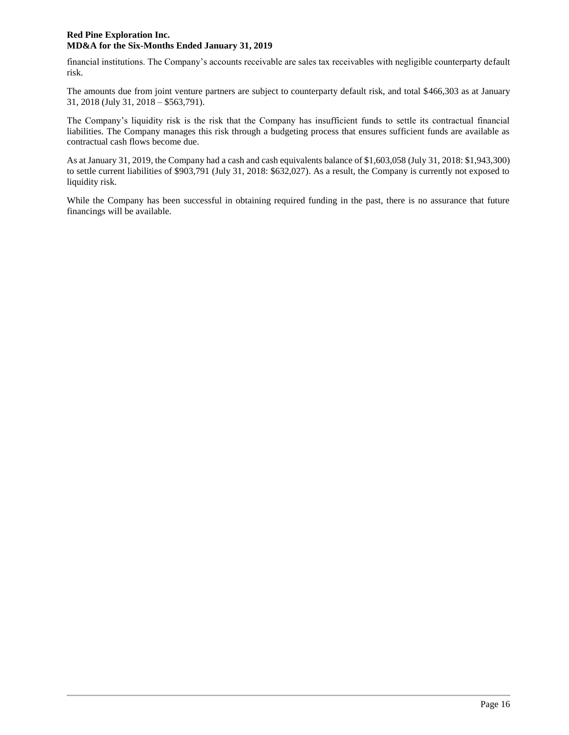financial institutions. The Company's accounts receivable are sales tax receivables with negligible counterparty default risk.

The amounts due from joint venture partners are subject to counterparty default risk, and total $466,303 as at January 31, 2018 (July 31, 2018 – $563,791).

The Company's liquidity risk is the risk that the Company has insufficient funds to settle its contractual financial liabilities. The Company manages this risk through a budgeting process that ensures sufficient funds are available as contractual cash flows become due.

As at January 31, 2019, the Company had a cash and cash equivalents balance of $1,603,058 (July 31, 2018: $1,943,300) to settle current liabilities of $903,791 (July 31, 2018: $632,027). As a result, the Company is currently not exposed to liquidity risk.

While the Company has been successful in obtaining required funding in the past, there is no assurance that future financings will be available.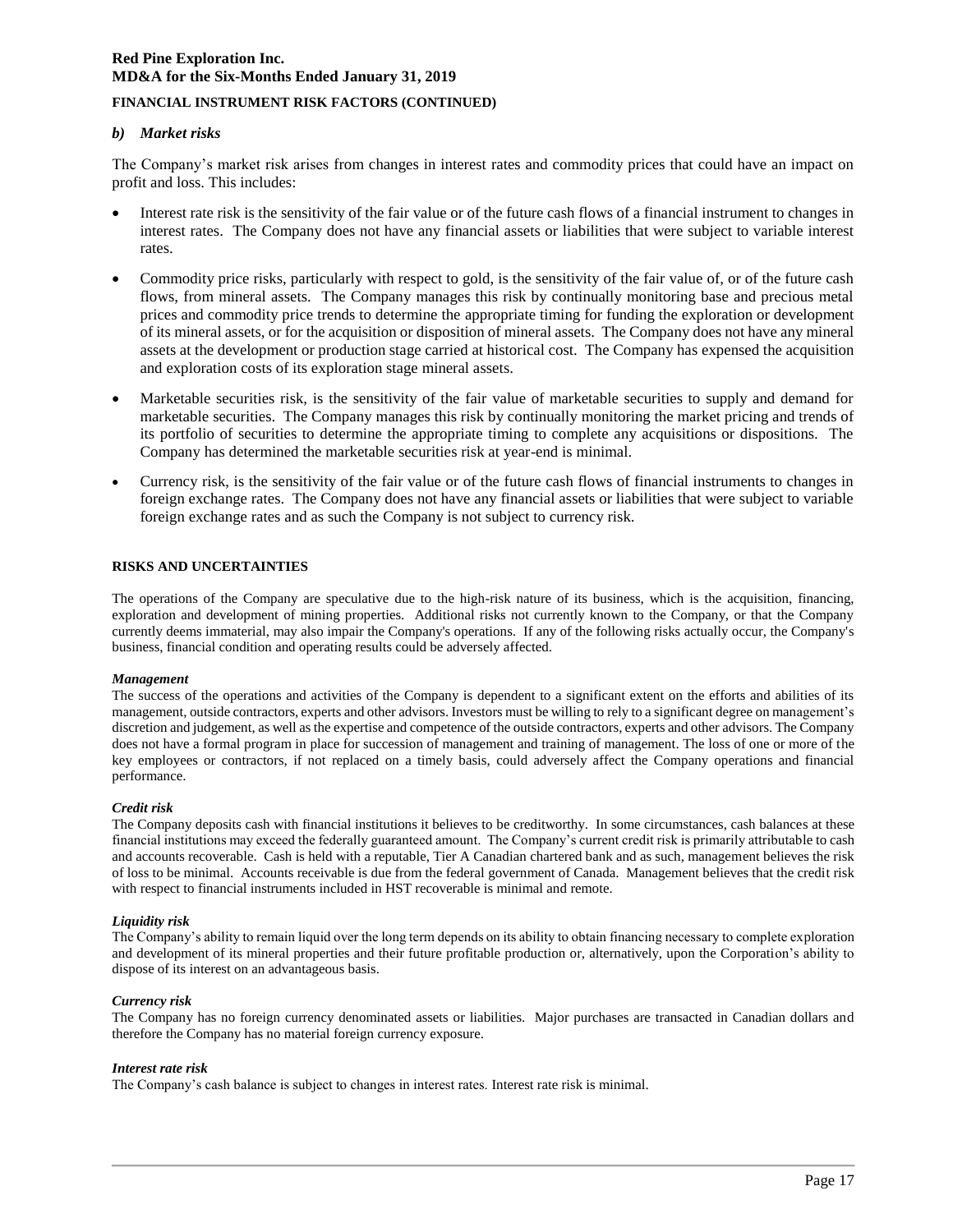## FINANCIAL INSTRUMENT RISK FACTORS (CONTINUED)

### *b) Market risks*

The Company's market risk arises from changes in interest rates and commodity prices that could have an impact on profit and loss. This includes:

- Interest rate risk is the sensitivity of the fair value or of the future cash flows of a financial instrument to changes in interest rates. The Company does not have any financial assets or liabilities that were subject to variable interest rates.
- Commodity price risks, particularly with respect to gold, is the sensitivity of the fair value of, or of the future cash flows, from mineral assets. The Company manages this risk by continually monitoring base and precious metal prices and commodity price trends to determine the appropriate timing for funding the exploration or development of its mineral assets, or for the acquisition or disposition of mineral assets. The Company does not have any mineral assets at the development or production stage carried at historical cost. The Company has expensed the acquisition and exploration costs of its exploration stage mineral assets.
- Marketable securities risk, is the sensitivity of the fair value of marketable securities to supply and demand for marketable securities. The Company manages this risk by continually monitoring the market pricing and trends of its portfolio of securities to determine the appropriate timing to complete any acquisitions or dispositions. The Company has determined the marketable securities risk at year-end is minimal.
- Currency risk, is the sensitivity of the fair value or of the future cash flows of financial instruments to changes in foreign exchange rates. The Company does not have any financial assets or liabilities that were subject to variable foreign exchange rates and as such the Company is not subject to currency risk.

## RISKS AND UNCERTAINTIES

The operations of the Company are speculative due to the high-risk nature of its business, which is the acquisition, financing, exploration and development of mining properties. Additional risks not currently known to the Company, or that the Company currently deems immaterial, may also impair the Company's operations. If any of the following risks actually occur, the Company's business, financial condition and operating results could be adversely affected.

#### *Management*

The success of the operations and activities of the Company is dependent to a significant extent on the efforts and abilities of its management, outside contractors, experts and other advisors. Investors must be willing to rely to a significant degree on management's discretion and judgement, as well as the expertise and competence of the outside contractors, experts and other advisors. The Company does not have a formal program in place for succession of management and training of management. The loss of one or more of the key employees or contractors, if not replaced on a timely basis, could adversely affect the Company operations and financial performance.

#### *Credit risk*

The Company deposits cash with financial institutions it believes to be creditworthy. In some circumstances, cash balances at these financial institutions may exceed the federally guaranteed amount. The Company's current credit risk is primarily attributable to cash and accounts recoverable. Cash is held with a reputable, Tier A Canadian chartered bank and as such, management believes the risk of loss to be minimal. Accounts receivable is due from the federal government of Canada. Management believes that the credit risk with respect to financial instruments included in HST recoverable is minimal and remote.

#### *Liquidity risk*

The Company's ability to remain liquid over the long term depends on its ability to obtain financing necessary to complete exploration and development of its mineral properties and their future profitable production or, alternatively, upon the Corporation's ability to dispose of its interest on an advantageous basis.

#### *Currency risk*

The Company has no foreign currency denominated assets or liabilities. Major purchases are transacted in Canadian dollars and therefore the Company has no material foreign currency exposure.

#### *Interest rate risk*

The Company's cash balance is subject to changes in interest rates. Interest rate risk is minimal.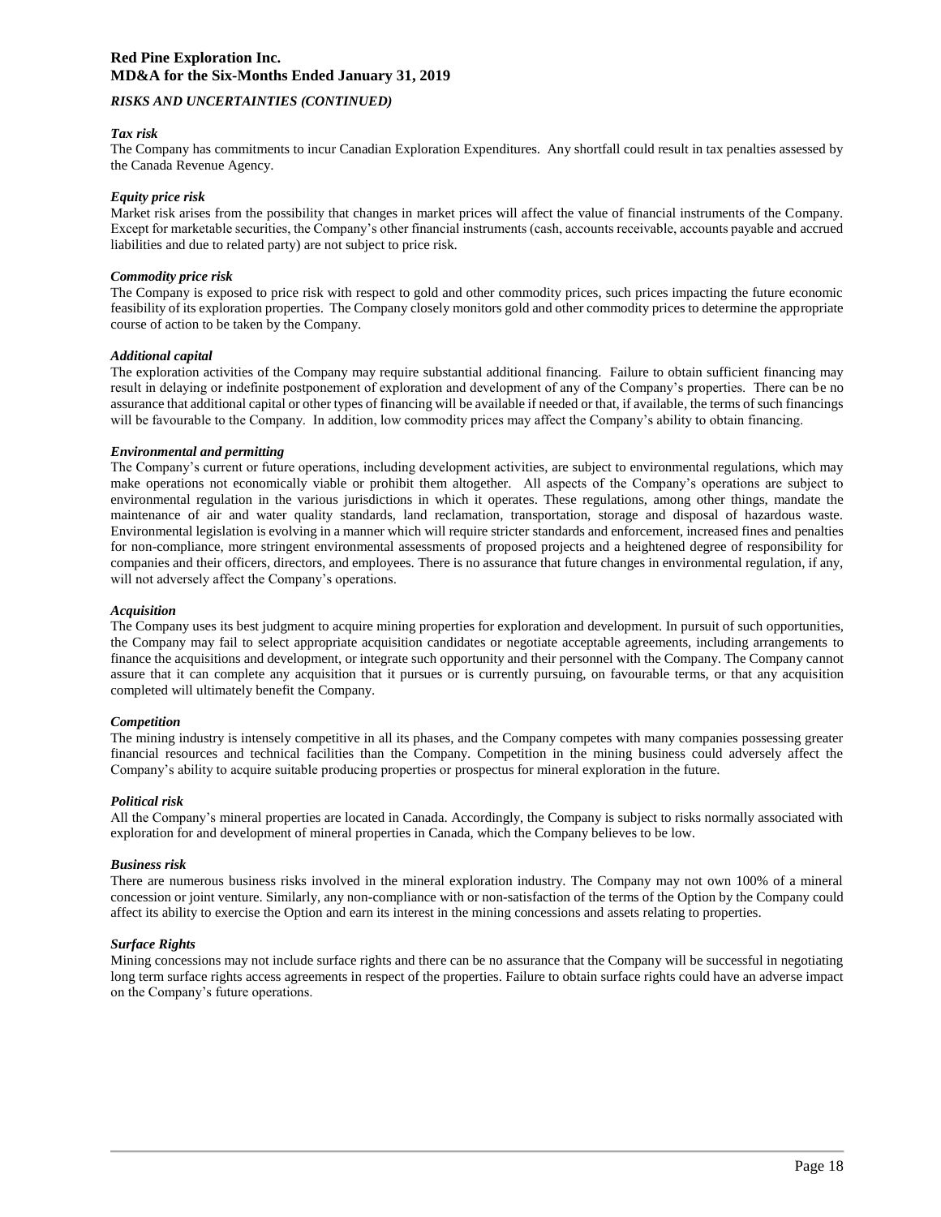*RISKS AND UNCERTAINTIES (CONTINUED)*

***Tax risk***

The Company has commitments to incur Canadian Exploration Expenditures. Any shortfall could result in tax penalties assessed by the Canada Revenue Agency.

***Equity price risk***

Market risk arises from the possibility that changes in market prices will affect the value of financial instruments of the Company. Except for marketable securities, the Company's other financial instruments (cash, accounts receivable, accounts payable and accrued liabilities and due to related party) are not subject to price risk.

***Commodity price risk***

The Company is exposed to price risk with respect to gold and other commodity prices, such prices impacting the future economic feasibility of its exploration properties. The Company closely monitors gold and other commodity prices to determine the appropriate course of action to be taken by the Company.

***Additional capital***

The exploration activities of the Company may require substantial additional financing. Failure to obtain sufficient financing may result in delaying or indefinite postponement of exploration and development of any of the Company's properties. There can be no assurance that additional capital or other types of financing will be available if needed or that, if available, the terms of such financings will be favourable to the Company. In addition, low commodity prices may affect the Company's ability to obtain financing.

***Environmental and permitting***

The Company's current or future operations, including development activities, are subject to environmental regulations, which may make operations not economically viable or prohibit them altogether. All aspects of the Company's operations are subject to environmental regulation in the various jurisdictions in which it operates. These regulations, among other things, mandate the maintenance of air and water quality standards, land reclamation, transportation, storage and disposal of hazardous waste. Environmental legislation is evolving in a manner which will require stricter standards and enforcement, increased fines and penalties for non-compliance, more stringent environmental assessments of proposed projects and a heightened degree of responsibility for companies and their officers, directors, and employees. There is no assurance that future changes in environmental regulation, if any, will not adversely affect the Company's operations.

***Acquisition***

The Company uses its best judgment to acquire mining properties for exploration and development. In pursuit of such opportunities, the Company may fail to select appropriate acquisition candidates or negotiate acceptable agreements, including arrangements to finance the acquisitions and development, or integrate such opportunity and their personnel with the Company. The Company cannot assure that it can complete any acquisition that it pursues or is currently pursuing, on favourable terms, or that any acquisition completed will ultimately benefit the Company.

***Competition***

The mining industry is intensely competitive in all its phases, and the Company competes with many companies possessing greater financial resources and technical facilities than the Company. Competition in the mining business could adversely affect the Company's ability to acquire suitable producing properties or prospectus for mineral exploration in the future.

***Political risk***

All the Company's mineral properties are located in Canada. Accordingly, the Company is subject to risks normally associated with exploration for and development of mineral properties in Canada, which the Company believes to be low.

***Business risk***

There are numerous business risks involved in the mineral exploration industry. The Company may not own 100% of a mineral concession or joint venture. Similarly, any non-compliance with or non-satisfaction of the terms of the Option by the Company could affect its ability to exercise the Option and earn its interest in the mining concessions and assets relating to properties.

***Surface Rights***

Mining concessions may not include surface rights and there can be no assurance that the Company will be successful in negotiating long term surface rights access agreements in respect of the properties. Failure to obtain surface rights could have an adverse impact on the Company's future operations.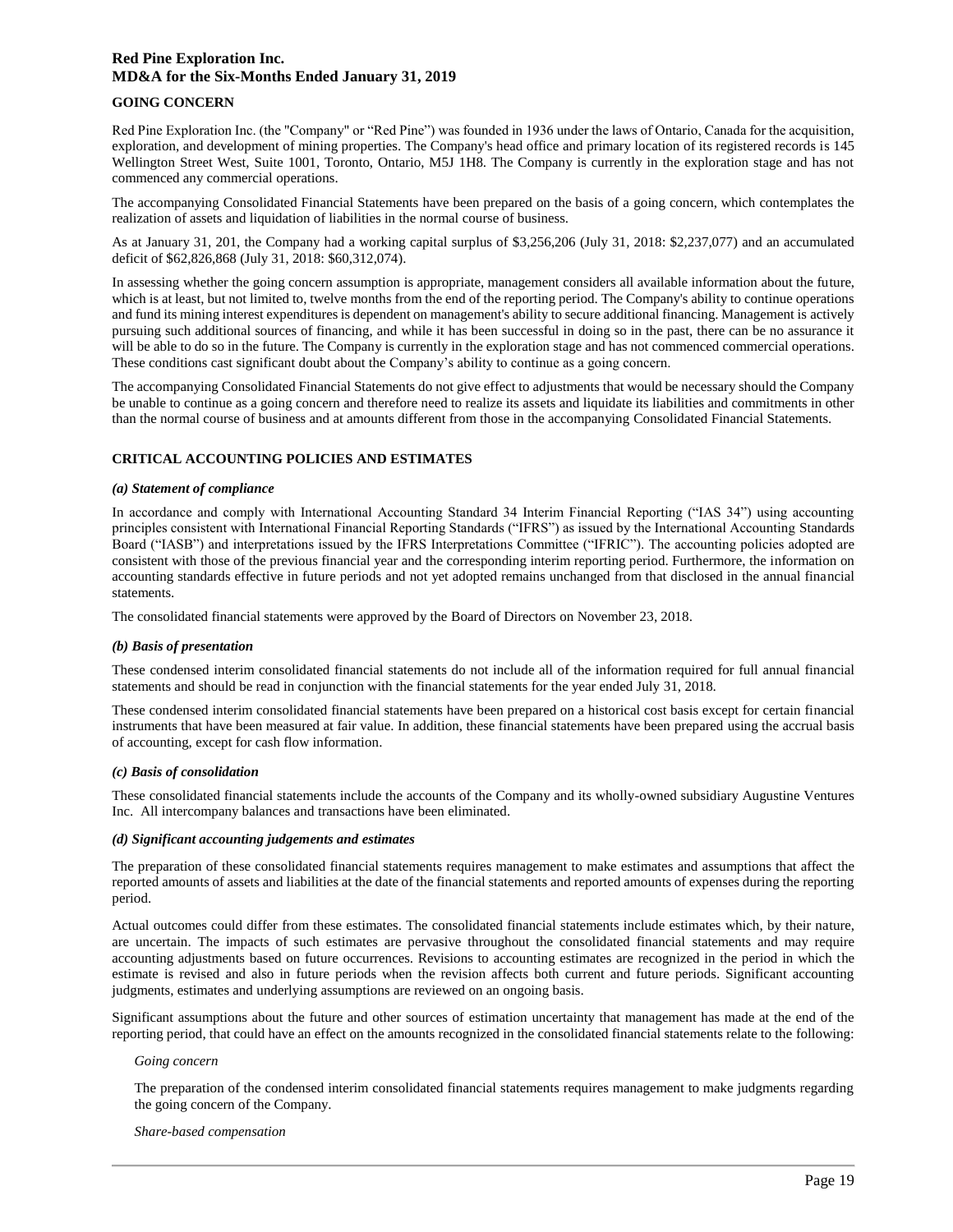## GOING CONCERN

Red Pine Exploration Inc. (the "Company" or "Red Pine") was founded in 1936 under the laws of Ontario, Canada for the acquisition, exploration, and development of mining properties. The Company's head office and primary location of its registered records is 145 Wellington Street West, Suite 1001, Toronto, Ontario, M5J 1H8. The Company is currently in the exploration stage and has not commenced any commercial operations.

The accompanying Consolidated Financial Statements have been prepared on the basis of a going concern, which contemplates the realization of assets and liquidation of liabilities in the normal course of business.

As at January 31, 201, the Company had a working capital surplus of $3,256,206 (July 31, 2018: $2,237,077) and an accumulated deficit of $62,826,868 (July 31, 2018: $60,312,074).

In assessing whether the going concern assumption is appropriate, management considers all available information about the future, which is at least, but not limited to, twelve months from the end of the reporting period. The Company's ability to continue operations and fund its mining interest expenditures is dependent on management's ability to secure additional financing. Management is actively pursuing such additional sources of financing, and while it has been successful in doing so in the past, there can be no assurance it will be able to do so in the future. The Company is currently in the exploration stage and has not commenced commercial operations. These conditions cast significant doubt about the Company's ability to continue as a going concern.

The accompanying Consolidated Financial Statements do not give effect to adjustments that would be necessary should the Company be unable to continue as a going concern and therefore need to realize its assets and liquidate its liabilities and commitments in other than the normal course of business and at amounts different from those in the accompanying Consolidated Financial Statements.

## CRITICAL ACCOUNTING POLICIES AND ESTIMATES

***(a) Statement of compliance***

In accordance and comply with International Accounting Standard 34 Interim Financial Reporting ("IAS 34") using accounting principles consistent with International Financial Reporting Standards ("IFRS") as issued by the International Accounting Standards Board ("IASB") and interpretations issued by the IFRS Interpretations Committee ("IFRIC"). The accounting policies adopted are consistent with those of the previous financial year and the corresponding interim reporting period. Furthermore, the information on accounting standards effective in future periods and not yet adopted remains unchanged from that disclosed in the annual financial statements.

The consolidated financial statements were approved by the Board of Directors on November 23, 2018.

***(b) Basis of presentation***

These condensed interim consolidated financial statements do not include all of the information required for full annual financial statements and should be read in conjunction with the financial statements for the year ended July 31, 2018.

These condensed interim consolidated financial statements have been prepared on a historical cost basis except for certain financial instruments that have been measured at fair value. In addition, these financial statements have been prepared using the accrual basis of accounting, except for cash flow information.

***(c) Basis of consolidation***

These consolidated financial statements include the accounts of the Company and its wholly-owned subsidiary Augustine Ventures Inc. All intercompany balances and transactions have been eliminated.

***(d) Significant accounting judgements and estimates***

The preparation of these consolidated financial statements requires management to make estimates and assumptions that affect the reported amounts of assets and liabilities at the date of the financial statements and reported amounts of expenses during the reporting period.

Actual outcomes could differ from these estimates. The consolidated financial statements include estimates which, by their nature, are uncertain. The impacts of such estimates are pervasive throughout the consolidated financial statements and may require accounting adjustments based on future occurrences. Revisions to accounting estimates are recognized in the period in which the estimate is revised and also in future periods when the revision affects both current and future periods. Significant accounting judgments, estimates and underlying assumptions are reviewed on an ongoing basis.

Significant assumptions about the future and other sources of estimation uncertainty that management has made at the end of the reporting period, that could have an effect on the amounts recognized in the consolidated financial statements relate to the following:

*Going concern*

The preparation of the condensed interim consolidated financial statements requires management to make judgments regarding the going concern of the Company.

*Share-based compensation*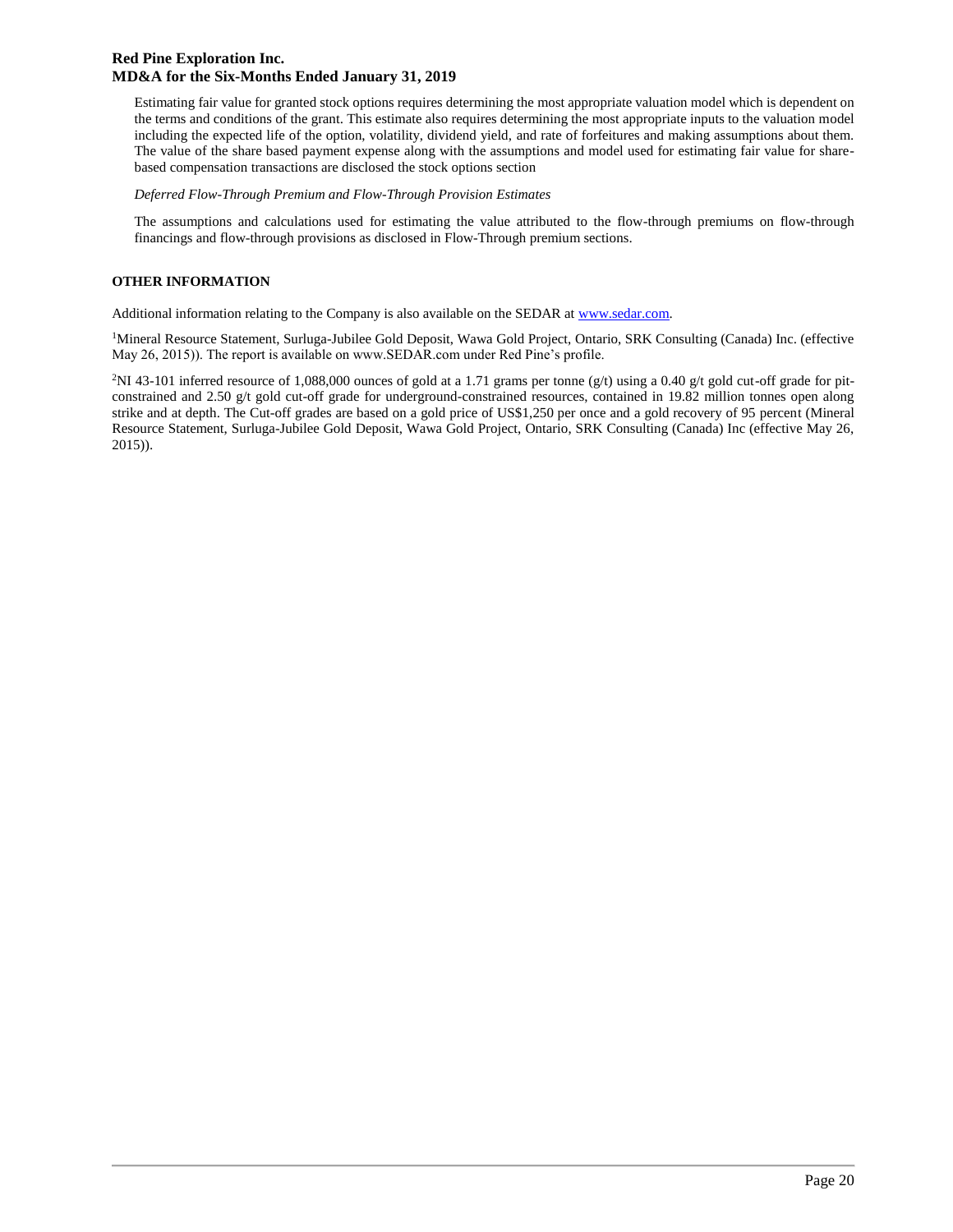Estimating fair value for granted stock options requires determining the most appropriate valuation model which is dependent on the terms and conditions of the grant. This estimate also requires determining the most appropriate inputs to the valuation model including the expected life of the option, volatility, dividend yield, and rate of forfeitures and making assumptions about them. The value of the share based payment expense along with the assumptions and model used for estimating fair value for share-based compensation transactions are disclosed the stock options section

*Deferred Flow-Through Premium and Flow-Through Provision Estimates*

The assumptions and calculations used for estimating the value attributed to the flow-through premiums on flow-through financings and flow-through provisions as disclosed in Flow-Through premium sections.

**OTHER INFORMATION**

Additional information relating to the Company is also available on the SEDAR at www.sedar.com.

[1]Mineral Resource Statement, Surluga-Jubilee Gold Deposit, Wawa Gold Project, Ontario, SRK Consulting (Canada) Inc. (effective May 26, 2015)). The report is available on www.SEDAR.com under Red Pine's profile.

[2]NI 43-101 inferred resource of 1,088,000 ounces of gold at a 1.71 grams per tonne (g/t) using a 0.40 g/t gold cut-off grade for pit-constrained and 2.50 g/t gold cut-off grade for underground-constrained resources, contained in 19.82 million tonnes open along strike and at depth. The Cut-off grades are based on a gold price of US$1,250 per once and a gold recovery of 95 percent (Mineral Resource Statement, Surluga-Jubilee Gold Deposit, Wawa Gold Project, Ontario, SRK Consulting (Canada) Inc (effective May 26, 2015)).